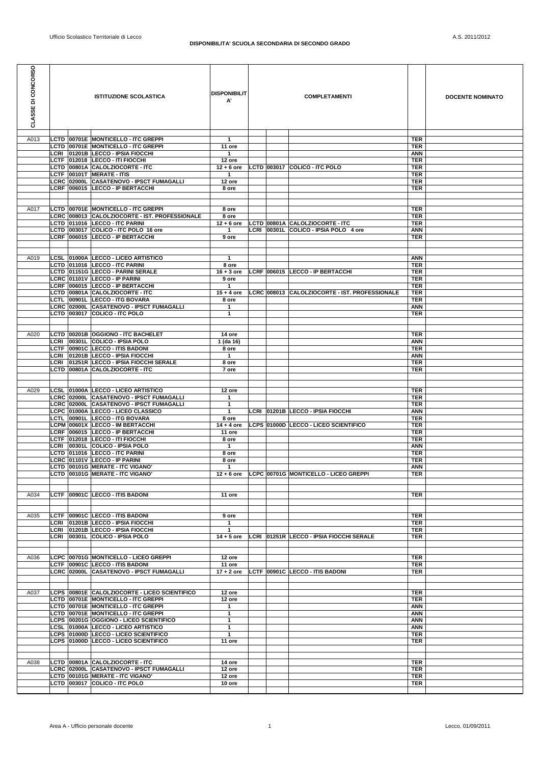Ufficio Scolastico Territoriale di Lecco

A.S. 2011/2012

**DISPONIBILITA' SCUOLA SECONDARIA DI SECONDO GRADO**

| CLASSE DI CONCORSO | ISTITUZIONE SCOLASTICA | | | DISPONIBILITA' | COMPLETAMENTI | | | | DOCENTE NOMINATO |
|---|---|---|---|---|---|---|---|---|---|
| A013 | LCTD | 00701E | MONTICELLO - ITC GREPPI | 1 | | | | TER | |
| | LCTD | 00701E | MONTICELLO - ITC GREPPI | 11 ore | | | | TER | |
| | LCRI | 01201B | LECCO - IPSIA FIOCCHI | 1 | | | | ANN | |
| | LCTF | 012018 | LECCO - ITI FIOCCHI | 12 ore | | | | TER | |
| | LCTD | 00801A | CALOLZIOCORTE - ITC | 12 + 6 ore | LCTD | 003017 | COLICO - ITC POLO | TER | |
| | LCTF | 00101T | MERATE - ITIS | 1 | | | | TER | |
| | LCRC | 02000L | CASATENOVO - IPSCT FUMAGALLI | 12 ore | | | | TER | |
| | LCRF | 006015 | LECCO - IP BERTACCHI | 8 ore | | | | TER | |
| A017 | LCTD | 00701E | MONTICELLO - ITC GREPPI | 8 ore | | | | TER | |
| | LCRC | 008013 | CALOLZIOCORTE - IST. PROFESSIONALE | 8 ore | | | | TER | |
| | LCTD | 011016 | LECCO - ITC PARINI | 12 + 6 ore | LCTD | 00801A | CALOLZIOCORTE - ITC | TER | |
| | LCTD | 003017 | COLICO - ITC POLO 16 ore | 1 | LCRI | 00301L | COLICO - IPSIA POLO 4 ore | ANN | |
| | LCRF | 006015 | LECCO - IP BERTACCHI | 9 ore | | | | TER | |
| A019 | LCSL | 01000A | LECCO - LICEO ARTISTICO | 1 | | | | ANN | |
| | LCTD | 011016 | LECCO - ITC PARINI | 8 ore | | | | TER | |
| | LCTD | 01151G | LECCO - PARINI SERALE | 16 + 3 ore | LCRF | 006015 | LECCO - IP BERTACCHI | TER | |
| | LCRC | 01101V | LECCO - IP PARINI | 9 ore | | | | TER | |
| | LCRF | 006015 | LECCO - IP BERTACCHI | 1 | | | | TER | |
| | LCTD | 00801A | CALOLZIOCORTE - ITC | 15 + 4 ore | LCRC | 008013 | CALOLZIOCORTE - IST. PROFESSIONALE | TER | |
| | LCTL | 00901L | LECCO - ITG BOVARA | 8 ore | | | | TER | |
| | LCRC | 02000L | CASATENOVO - IPSCT FUMAGALLI | 1 | | | | ANN | |
| | LCTD | 003017 | COLICO - ITC POLO | 1 | | | | TER | |
| A020 | LCTD | 00201B | OGGIONO - ITC BACHELET | 14 ore | | | | TER | |
| | LCRI | 00301L | COLICO - IPSIA POLO | 1 (da 16) | | | | ANN | |
| | LCTF | 00901C | LECCO - ITIS BADONI | 8 ore | | | | TER | |
| | LCRI | 01201B | LECCO - IPSIA FIOCCHI | 1 | | | | ANN | |
| | LCRI | 01251R | LECCO - IPSIA FIOCCHI SERALE | 8 ore | | | | TER | |
| | LCTD | 00801A | CALOLZIOCORTE - ITC | 7 ore | | | | TER | |
| A029 | LCSL | 01000A | LECCO - LICEO ARTISTICO | 12 ore | | | | TER | |
| | LCRC | 02000L | CASATENOVO - IPSCT FUMAGALLI | 1 | | | | TER | |
| | LCRC | 02000L | CASATENOVO - IPSCT FUMAGALLI | 1 | | | | TER | |
| | LCPC | 01000A | LECCO - LICEO CLASSICO | 1 | LCRI | 01201B | LECCO - IPSIA FIOCCHI | ANN | |
| | LCTL | 00901L | LECCO - ITG BOVARA | 8 ore | | | | TER | |
| | LCPM | 00601X | LECCO - IM BERTACCHI | 14 + 4 ore | LCPS | 01000D | LECCO - LICEO SCIENTIFICO | TER | |
| | LCRF | 006015 | LECCO - IP BERTACCHI | 11 ore | | | | TER | |
| | LCTF | 012018 | LECCO - ITI FIOCCHI | 8 ore | | | | TER | |
| | LCRI | 00301L | COLICO - IPSIA POLO | 1 | | | | ANN | |
| | LCTD | 011016 | LECCO - ITC PARINI | 8 ore | | | | TER | |
| | LCRC | 01101V | LECCO - IP PARINI | 8 ore | | | | TER | |
| | LCTD | 00101G | MERATE - ITC VIGANO' | 1 | | | | ANN | |
| | LCTD | 00101G | MERATE - ITC VIGANO' | 12 + 6 ore | LCPC | 00701G | MONTICELLO - LICEO GREPPI | TER | |
| A034 | LCTF | 00901C | LECCO - ITIS BADONI | 11 ore | | | | TER | |
| A035 | LCTF | 00901C | LECCO - ITIS BADONI | 9 ore | | | | TER | |
| | LCRI | 01201B | LECCO - IPSIA FIOCCHI | 1 | | | | TER | |
| | LCRI | 01201B | LECCO - IPSIA FIOCCHI | 1 | | | | TER | |
| | LCRI | 00301L | COLICO - IPSIA POLO | 14 + 5 ore | LCRI | 01251R | LECCO - IPSIA FIOCCHI SERALE | TER | |
| A036 | LCPC | 00701G | MONTICELLO - LICEO GREPPI | 12 ore | | | | TER | |
| | LCTF | 00901C | LECCO - ITIS BADONI | 11 ore | | | | TER | |
| | LCRC | 02000L | CASATENOVO - IPSCT FUMAGALLI | 17 + 2 ore | LCTF | 00901C | LECCO - ITIS BADONI | TER | |
| A037 | LCPS | 00801E | CALOLZIOCORTE - LICEO SCIENTIFICO | 12 ore | | | | TER | |
| | LCTD | 00701E | MONTICELLO - ITC GREPPI | 12 ore | | | | TER | |
| | LCTD | 00701E | MONTICELLO - ITC GREPPI | 1 | | | | ANN | |
| | LCTD | 00701E | MONTICELLO - ITC GREPPI | 1 | | | | ANN | |
| | LCPS | 00201G | OGGIONO - LICEO SCIENTIFICO | 1 | | | | ANN | |
| | LCSL | 01000A | LECCO - LICEO ARTISTICO | 1 | | | | ANN | |
| | LCPS | 01000D | LECCO - LICEO SCIENTIFICO | 1 | | | | TER | |
| | LCPS | 01000D | LECCO - LICEO SCIENTIFICO | 11 ore | | | | TER | |
| A038 | LCTD | 00801A | CALOLZIOCORTE - ITC | 14 ore | | | | TER | |
| | LCRC | 02000L | CASATENOVO - IPSCT FUMAGALLI | 12 ore | | | | TER | |
| | LCTD | 00101G | MERATE - ITC VIGANO' | 12 ore | | | | TER | |
| | LCTD | 003017 | COLICO - ITC POLO | 10 ore | | | | TER | |

Area A - Ufficio personale docente

Lecco, 01/09/2011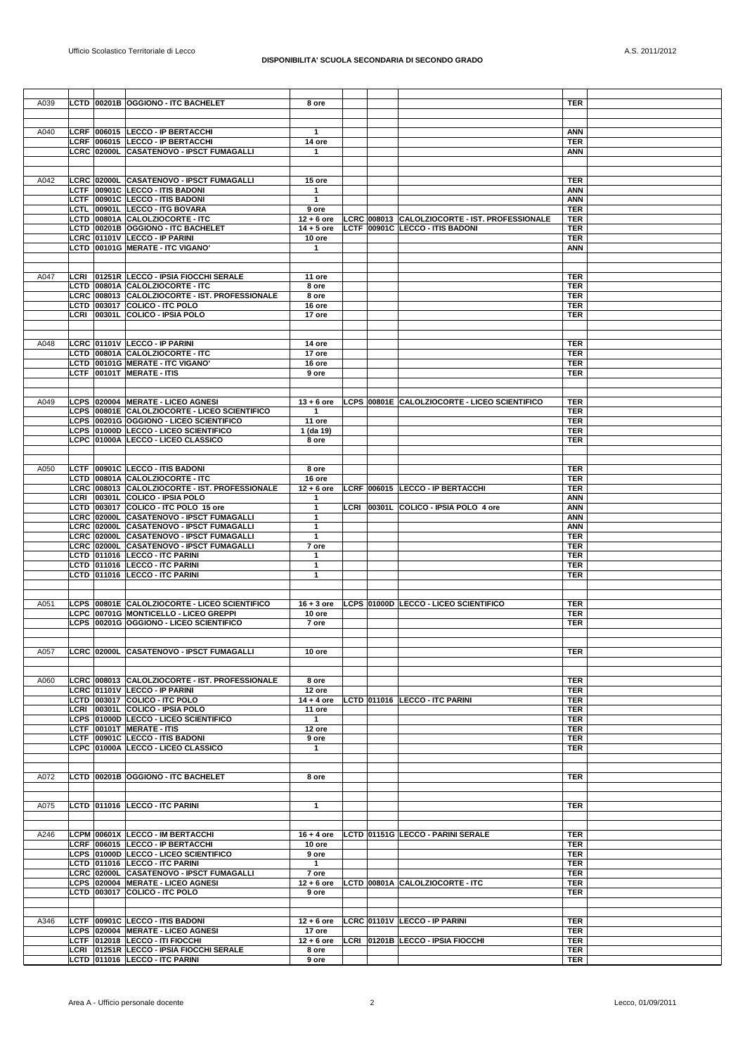| | | | | | | | | | |
|---|---|---|---|---|---|---|---|---|---|
| A039 | LCTD | 00201B | OGGIONO - ITC BACHELET | 8 ore | | | | TER | |
| | | | | | | | | | |
| A040 | LCRF | 006015 | LECCO - IP BERTACCHI | 1 | | | | ANN | |
| | LCRF | 006015 | LECCO - IP BERTACCHI | 14 ore | | | | TER | |
| | LCRC | 02000L | CASATENOVO - IPSCT FUMAGALLI | 1 | | | | ANN | |
| | | | | | | | | | |
| A042 | LCRC | 02000L | CASATENOVO - IPSCT FUMAGALLI | 15 ore | | | | TER | |
| | LCTF | 00901C | LECCO - ITIS BADONI | 1 | | | | ANN | |
| | LCTF | 00901C | LECCO - ITIS BADONI | 1 | | | | ANN | |
| | LCTL | 00901L | LECCO - ITG BOVARA | 9 ore | | | | TER | |
| | LCTD | 00801A | CALOLZIOCORTE - ITC | 12 + 6 ore | LCRC | 008013 | CALOLZIOCORTE - IST. PROFESSIONALE | TER | |
| | LCTD | 00201B | OGGIONO - ITC BACHELET | 14 + 5 ore | LCTF | 00901C | LECCO - ITIS BADONI | TER | |
| | LCRC | 01101V | LECCO - IP PARINI | 10 ore | | | | TER | |
| | LCTD | 00101G | MERATE - ITC VIGANO' | 1 | | | | ANN | |
| | | | | | | | | | |
| A047 | LCRI | 01251R | LECCO - IPSIA FIOCCHI SERALE | 11 ore | | | | TER | |
| | LCTD | 00801A | CALOLZIOCORTE - ITC | 8 ore | | | | TER | |
| | LCRC | 008013 | CALOLZIOCORTE - IST. PROFESSIONALE | 8 ore | | | | TER | |
| | LCTD | 003017 | COLICO - ITC POLO | 16 ore | | | | TER | |
| | LCRI | 00301L | COLICO - IPSIA POLO | 17 ore | | | | TER | |
| | | | | | | | | | |
| A048 | LCRC | 01101V | LECCO - IP PARINI | 14 ore | | | | TER | |
| | LCTD | 00801A | CALOLZIOCORTE - ITC | 17 ore | | | | TER | |
| | LCTD | 00101G | MERATE - ITC VIGANO' | 16 ore | | | | TER | |
| | LCTF | 00101T | MERATE - ITIS | 9 ore | | | | TER | |
| | | | | | | | | | |
| A049 | LCPS | 020004 | MERATE - LICEO AGNESI | 13 + 6 ore | LCPS | 00801E | CALOLZIOCORTE - LICEO SCIENTIFICO | TER | |
| | LCPS | 00801E | CALOLZIOCORTE - LICEO SCIENTIFICO | 1 | | | | TER | |
| | LCPS | 00201G | OGGIONO - LICEO SCIENTIFICO | 11 ore | | | | TER | |
| | LCPS | 01000D | LECCO - LICEO SCIENTIFICO | 1 (da 19) | | | | TER | |
| | LCPC | 01000A | LECCO - LICEO CLASSICO | 8 ore | | | | TER | |
| | | | | | | | | | |
| A050 | LCTF | 00901C | LECCO - ITIS BADONI | 8 ore | | | | TER | |
| | LCTD | 00801A | CALOLZIOCORTE - ITC | 16 ore | | | | TER | |
| | LCRC | 008013 | CALOLZIOCORTE - IST. PROFESSIONALE | 12 + 6 ore | LCRF | 006015 | LECCO - IP BERTACCHI | TER | |
| | LCRI | 00301L | COLICO - IPSIA POLO | 1 | | | | ANN | |
| | LCTD | 003017 | COLICO - ITC POLO 15 ore | 1 | LCRI | 00301L | COLICO - IPSIA POLO 4 ore | ANN | |
| | LCRC | 02000L | CASATENOVO - IPSCT FUMAGALLI | 1 | | | | ANN | |
| | LCRC | 02000L | CASATENOVO - IPSCT FUMAGALLI | 1 | | | | ANN | |
| | LCRC | 02000L | CASATENOVO - IPSCT FUMAGALLI | 1 | | | | TER | |
| | LCRC | 02000L | CASATENOVO - IPSCT FUMAGALLI | 7 ore | | | | TER | |
| | LCTD | 011016 | LECCO - ITC PARINI | 1 | | | | TER | |
| | LCTD | 011016 | LECCO - ITC PARINI | 1 | | | | TER | |
| | LCTD | 011016 | LECCO - ITC PARINI | 1 | | | | TER | |
| | | | | | | | | | |
| A051 | LCPS | 00801E | CALOLZIOCORTE - LICEO SCIENTIFICO | 16 + 3 ore | LCPS | 01000D | LECCO - LICEO SCIENTIFICO | TER | |
| | LCPC | 00701G | MONTICELLO - LICEO GREPPI | 10 ore | | | | TER | |
| | LCPS | 00201G | OGGIONO - LICEO SCIENTIFICO | 7 ore | | | | TER | |
| | | | | | | | | | |
| A057 | LCRC | 02000L | CASATENOVO - IPSCT FUMAGALLI | 10 ore | | | | TER | |
| | | | | | | | | | |
| A060 | LCRC | 008013 | CALOLZIOCORTE - IST. PROFESSIONALE | 8 ore | | | | TER | |
| | LCRC | 01101V | LECCO - IP PARINI | 12 ore | | | | TER | |
| | LCTD | 003017 | COLICO - ITC POLO | 14 + 4 ore | LCTD | 011016 | LECCO - ITC PARINI | TER | |
| | LCRI | 00301L | COLICO - IPSIA POLO | 11 ore | | | | TER | |
| | LCPS | 01000D | LECCO - LICEO SCIENTIFICO | 1 | | | | TER | |
| | LCTF | 00101T | MERATE - ITIS | 12 ore | | | | TER | |
| | LCTF | 00901C | LECCO - ITIS BADONI | 9 ore | | | | TER | |
| | LCPC | 01000A | LECCO - LICEO CLASSICO | 1 | | | | TER | |
| | | | | | | | | | |
| A072 | LCTD | 00201B | OGGIONO - ITC BACHELET | 8 ore | | | | TER | |
| | | | | | | | | | |
| A075 | LCTD | 011016 | LECCO - ITC PARINI | 1 | | | | TER | |
| | | | | | | | | | |
| A246 | LCPM | 00601X | LECCO - IM BERTACCHI | 16 + 4 ore | LCTD | 01151G | LECCO - PARINI SERALE | TER | |
| | LCRF | 006015 | LECCO - IP BERTACCHI | 10 ore | | | | TER | |
| | LCPS | 01000D | LECCO - LICEO SCIENTIFICO | 9 ore | | | | TER | |
| | LCTD | 011016 | LECCO - ITC PARINI | 1 | | | | TER | |
| | LCRC | 02000L | CASATENOVO - IPSCT FUMAGALLI | 7 ore | | | | TER | |
| | LCPS | 020004 | MERATE - LICEO AGNESI | 12 + 6 ore | LCTD | 00801A | CALOLZIOCORTE - ITC | TER | |
| | LCTD | 003017 | COLICO - ITC POLO | 9 ore | | | | TER | |
| | | | | | | | | | |
| A346 | LCTF | 00901C | LECCO - ITIS BADONI | 12 + 6 ore | LCRC | 01101V | LECCO - IP PARINI | TER | |
| | LCPS | 020004 | MERATE - LICEO AGNESI | 17 ore | | | | TER | |
| | LCTF | 012018 | LECCO - ITI FIOCCHI | 12 + 6 ore | LCRI | 01201B | LECCO - IPSIA FIOCCHI | TER | |
| | LCRI | 01251R | LECCO - IPSIA FIOCCHI SERALE | 8 ore | | | | TER | |
| | LCTD | 011016 | LECCO - ITC PARINI | 9 ore | | | | TER | |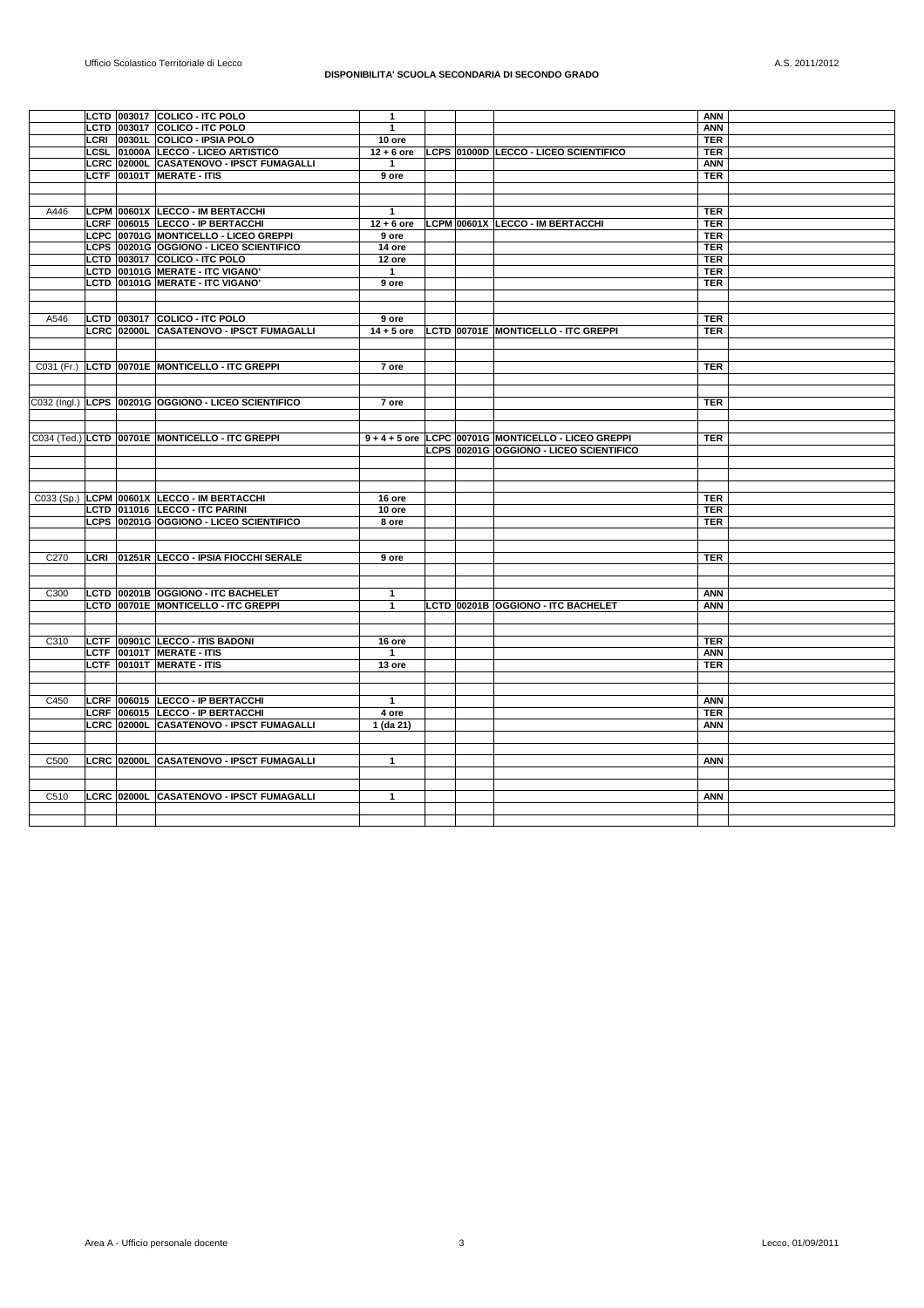## DISPONIBILITA' SCUOLA SECONDARIA DI SECONDO GRADO

| | | | | | | | | | |
|---|---|---|---|---|---|---|---|---|---|
| | LCTD | 003017 | COLICO - ITC POLO | 1 | | | | ANN | |
| | LCTD | 003017 | COLICO - ITC POLO | 1 | | | | ANN | |
| | LCRI | 00301L | COLICO - IPSIA POLO | 10 ore | | | | TER | |
| | LCSL | 01000A | LECCO - LICEO ARTISTICO | 12 + 6 ore | LCPS | 01000D | LECCO - LICEO SCIENTIFICO | TER | |
| | LCRC | 02000L | CASATENOVO - IPSCT FUMAGALLI | 1 | | | | ANN | |
| | LCTF | 00101T | MERATE - ITIS | 9 ore | | | | TER | |
| | | | | | | | | | |
| | | | | | | | | | |
| A446 | LCPM | 00601X | LECCO - IM BERTACCHI | 1 | | | | TER | |
| | LCRF | 006015 | LECCO - IP BERTACCHI | 12 + 6 ore | LCPM | 00601X | LECCO - IM BERTACCHI | TER | |
| | LCPC | 00701G | MONTICELLO - LICEO GREPPI | 9 ore | | | | TER | |
| | LCPS | 00201G | OGGIONO - LICEO SCIENTIFICO | 14 ore | | | | TER | |
| | LCTD | 003017 | COLICO - ITC POLO | 12 ore | | | | TER | |
| | LCTD | 00101G | MERATE - ITC VIGANO' | 1 | | | | TER | |
| | LCTD | 00101G | MERATE - ITC VIGANO' | 9 ore | | | | TER | |
| | | | | | | | | | |
| | | | | | | | | | |
| A546 | LCTD | 003017 | COLICO - ITC POLO | 9 ore | | | | TER | |
| | LCRC | 02000L | CASATENOVO - IPSCT FUMAGALLI | 14 + 5 ore | LCTD | 00701E | MONTICELLO - ITC GREPPI | TER | |
| | | | | | | | | | |
| | | | | | | | | | |
| C031 (Fr.) | LCTD | 00701E | MONTICELLO - ITC GREPPI | 7 ore | | | | TER | |
| | | | | | | | | | |
| | | | | | | | | | |
| C032 (Ingl.) | LCPS | 00201G | OGGIONO - LICEO SCIENTIFICO | 7 ore | | | | TER | |
| | | | | | | | | | |
| | | | | | | | | | |
| C034 (Ted.) | LCTD | 00701E | MONTICELLO - ITC GREPPI | 9 + 4 + 5 ore | LCPC | 00701G | MONTICELLO - LICEO GREPPI | TER | |
| | | | | | LCPS | 00201G | OGGIONO - LICEO SCIENTIFICO | | |
| | | | | | | | | | |
| | | | | | | | | | |
| | | | | | | | | | |
| C033 (Sp.) | LCPM | 00601X | LECCO - IM BERTACCHI | 16 ore | | | | TER | |
| | LCTD | 011016 | LECCO - ITC PARINI | 10 ore | | | | TER | |
| | LCPS | 00201G | OGGIONO - LICEO SCIENTIFICO | 8 ore | | | | TER | |
| | | | | | | | | | |
| | | | | | | | | | |
| C270 | LCRI | 01251R | LECCO - IPSIA FIOCCHI SERALE | 9 ore | | | | TER | |
| | | | | | | | | | |
| | | | | | | | | | |
| C300 | LCTD | 00201B | OGGIONO - ITC BACHELET | 1 | | | | ANN | |
| | LCTD | 00701E | MONTICELLO - ITC GREPPI | 1 | LCTD | 00201B | OGGIONO - ITC BACHELET | ANN | |
| | | | | | | | | | |
| | | | | | | | | | |
| C310 | LCTF | 00901C | LECCO - ITIS BADONI | 16 ore | | | | TER | |
| | LCTF | 00101T | MERATE - ITIS | 1 | | | | ANN | |
| | LCTF | 00101T | MERATE - ITIS | 13 ore | | | | TER | |
| | | | | | | | | | |
| | | | | | | | | | |
| C450 | LCRF | 006015 | LECCO - IP BERTACCHI | 1 | | | | ANN | |
| | LCRF | 006015 | LECCO - IP BERTACCHI | 4 ore | | | | TER | |
| | LCRC | 02000L | CASATENOVO - IPSCT FUMAGALLI | 1 (da 21) | | | | ANN | |
| | | | | | | | | | |
| | | | | | | | | | |
| C500 | LCRC | 02000L | CASATENOVO - IPSCT FUMAGALLI | 1 | | | | ANN | |
| | | | | | | | | | |
| | | | | | | | | | |
| C510 | LCRC | 02000L | CASATENOVO - IPSCT FUMAGALLI | 1 | | | | ANN | |
| | | | | | | | | | |
| | | | | | | | | | |